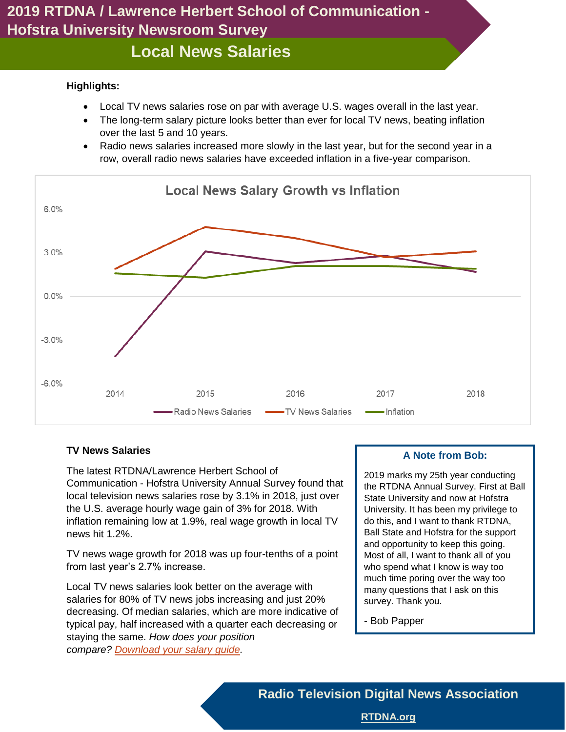# 2019 RTDNA / Lawrence Herbert School of Communication - Hofstra University Newsroom Survey

## Local News Salaries

**Highlights:**

- Local TV news salaries rose on par with average U.S. wages overall in the last year.
- The long-term salary picture looks better than ever for local TV news, beating inflation over the last 5 and 10 years.
- Radio news salaries increased more slowly in the last year, but for the second year in a row, overall radio news salaries have exceeded inflation in a five-year comparison.

Local News Salary Growth vs Inflation

### TV News Salaries

The latest RTDNA/Lawrence Herbert School of Communication - Hofstra University Annual Survey found that local television news salaries rose by 3.1% in 2018, just over the U.S. average hourly wage gain of 3% for 2018. With inflation remaining low at 1.9%, real wage growth in local TV news hit 1.2%.

TV news wage growth for 2018 was up four-tenths of a point from last year's 2.7% increase.

Local TV news salaries look better on the average with salaries for 80% of TV news jobs increasing and just 20% decreasing. Of median salaries, which are more indicative of typical pay, half increased with a quarter each decreasing or staying the same. *How does your position compare? Download your salary guide.*

**A Note from Bob:**

2019 marks my 25th year conducting the RTDNA Annual Survey. First at Ball State University and now at Hofstra University. It has been my privilege to do this, and I want to thank RTDNA, Ball State and Hofstra for the support and opportunity to keep this going. Most of all, I want to thank all of you who spend what I know is way too much time poring over the way too many questions that I ask on this survey. Thank you.

- Bob Papper

**Radio Television Digital News Association**

RTDNA.org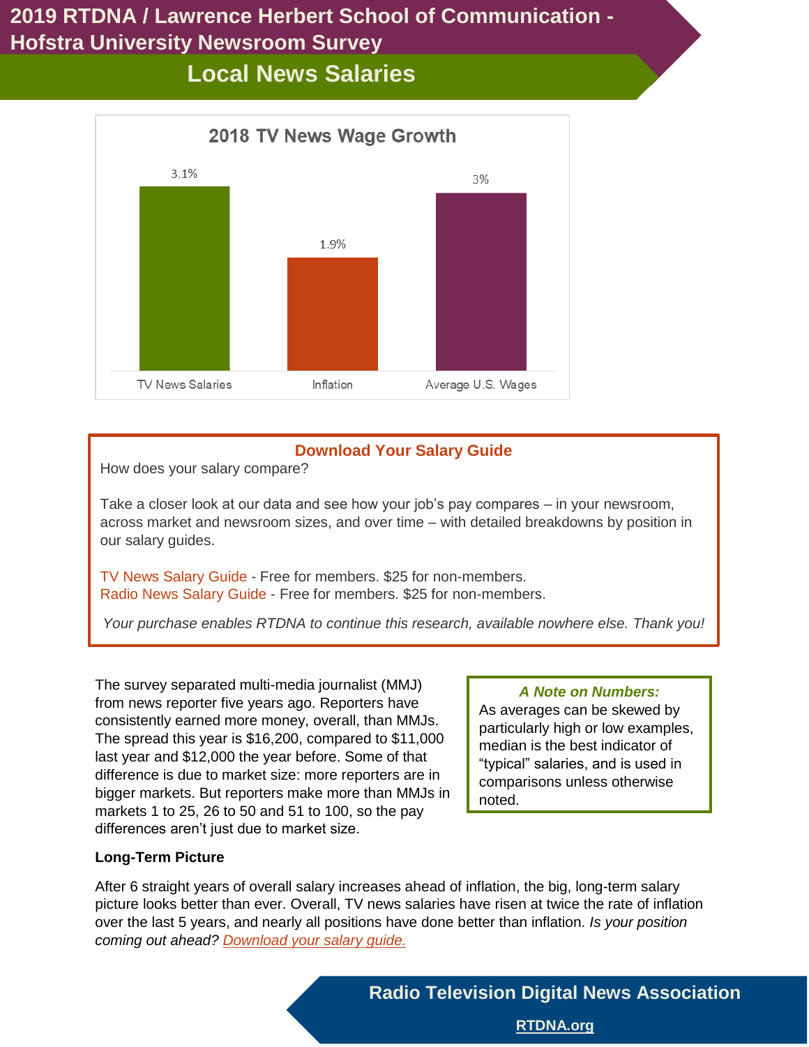# 2019 RTDNA / Lawrence Herbert School of Communication - Hofstra University Newsroom Survey

## Local News Salaries

**2018 TV News Wage Growth**

| | TV News Salaries | Inflation | Average U.S. Wages |
|---|---|---|---|
| | 3.1% | 1.9% | 3% |

### Download Your Salary Guide

How does your salary compare?

Take a closer look at our data and see how your job's pay compares – in your newsroom, across market and newsroom sizes, and over time – with detailed breakdowns by position in our salary guides.

TV News Salary Guide - Free for members. $25 for non-members.
Radio News Salary Guide - Free for members. $25 for non-members.

*Your purchase enables RTDNA to continue this research, available nowhere else. Thank you!*

The survey separated multi-media journalist (MMJ) from news reporter five years ago. Reporters have consistently earned more money, overall, than MMJs. The spread this year is $16,200, compared to $11,000 last year and $12,000 the year before. Some of that difference is due to market size: more reporters are in bigger markets. But reporters make more than MMJs in markets 1 to 25, 26 to 50 and 51 to 100, so the pay differences aren't just due to market size.

> ***A Note on Numbers:***
> As averages can be skewed by particularly high or low examples, median is the best indicator of "typical" salaries, and is used in comparisons unless otherwise noted.

**Long-Term Picture**

After 6 straight years of overall salary increases ahead of inflation, the big, long-term salary picture looks better than ever. Overall, TV news salaries have risen at twice the rate of inflation over the last 5 years, and nearly all positions have done better than inflation. *Is your position coming out ahead? Download your salary guide.*

**Radio Television Digital News Association**

RTDNA.org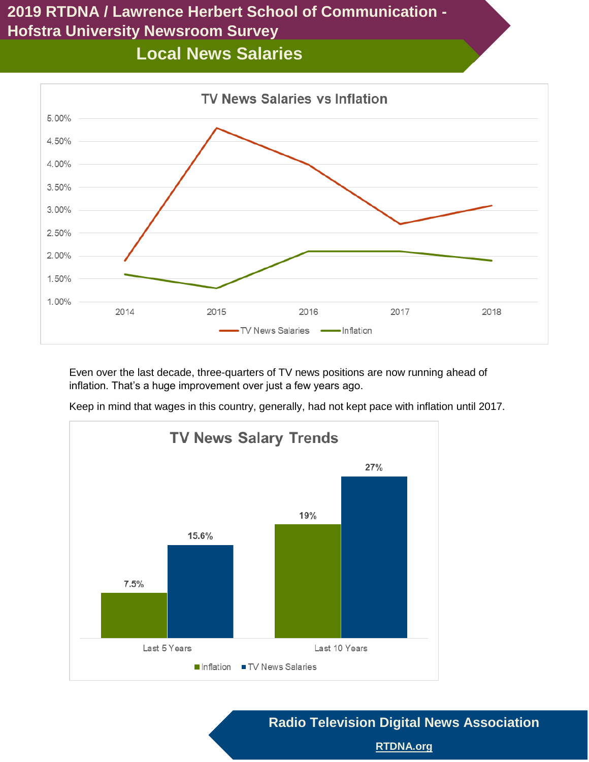# Local News Salaries

**TV News Salaries vs Inflation**

| Year | TV News Salaries | Inflation |
|---|---|---|
| 2014 | 1.90% | 1.60% |
| 2015 | 4.80% | 1.30% |
| 2016 | 4.00% | 2.10% |
| 2017 | 2.70% | 2.10% |
| 2018 | 3.10% | 1.90% |

Even over the last decade, three-quarters of TV news positions are now running ahead of inflation. That's a huge improvement over just a few years ago.

Keep in mind that wages in this country, generally, had not kept pace with inflation until 2017.

**TV News Salary Trends**

| | Inflation | TV News Salaries |
|---|---|---|
| Last 5 Years | 7.5% | 15.6% |
| Last 10 Years | 19% | 27% |

Radio Television Digital News Association

RTDNA.org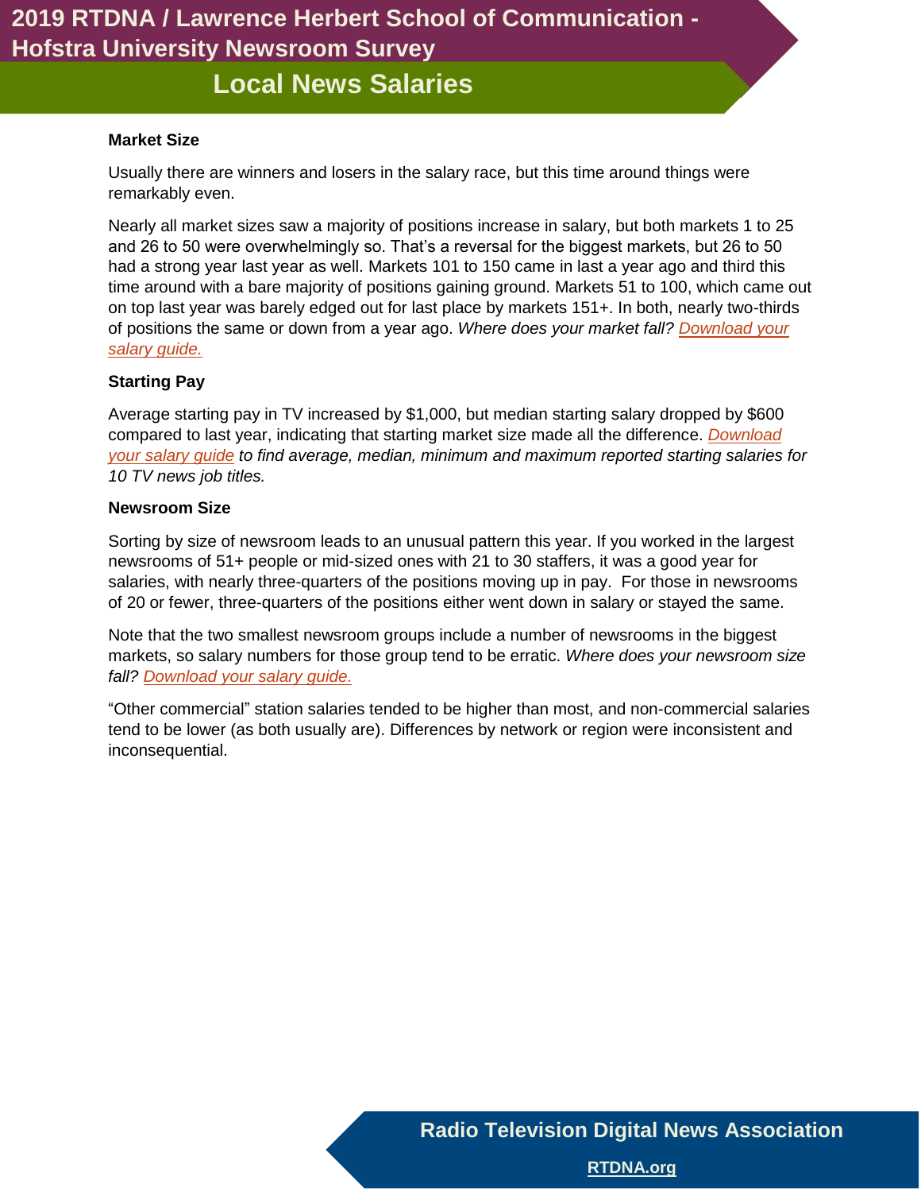# Local News Salaries

### Market Size

Usually there are winners and losers in the salary race, but this time around things were remarkably even.

Nearly all market sizes saw a majority of positions increase in salary, but both markets 1 to 25 and 26 to 50 were overwhelmingly so. That's a reversal for the biggest markets, but 26 to 50 had a strong year last year as well. Markets 101 to 150 came in last a year ago and third this time around with a bare majority of positions gaining ground. Markets 51 to 100, which came out on top last year was barely edged out for last place by markets 151+. In both, nearly two-thirds of positions the same or down from a year ago. *Where does your market fall? Download your salary guide.*

### Starting Pay

Average starting pay in TV increased by $1,000, but median starting salary dropped by $600 compared to last year, indicating that starting market size made all the difference. *Download your salary guide to find average, median, minimum and maximum reported starting salaries for 10 TV news job titles.*

### Newsroom Size

Sorting by size of newsroom leads to an unusual pattern this year. If you worked in the largest newsrooms of 51+ people or mid-sized ones with 21 to 30 staffers, it was a good year for salaries, with nearly three-quarters of the positions moving up in pay. For those in newsrooms of 20 or fewer, three-quarters of the positions either went down in salary or stayed the same.

Note that the two smallest newsroom groups include a number of newsrooms in the biggest markets, so salary numbers for those group tend to be erratic. *Where does your newsroom size fall? Download your salary guide.*

"Other commercial" station salaries tended to be higher than most, and non-commercial salaries tend to be lower (as both usually are). Differences by network or region were inconsistent and inconsequential.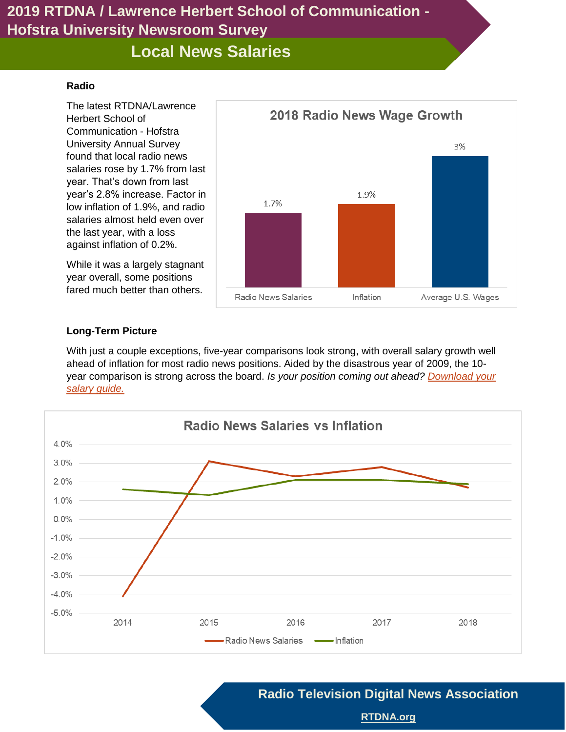# 2019 RTDNA / Lawrence Herbert School of Communication - Hofstra University Newsroom Survey

## Local News Salaries

**Radio**

The latest RTDNA/Lawrence Herbert School of Communication - Hofstra University Annual Survey found that local radio news salaries rose by 1.7% from last year. That's down from last year's 2.8% increase. Factor in low inflation of 1.9%, and radio salaries almost held even over the last year, with a loss against inflation of 0.2%.

While it was a largely stagnant year overall, some positions fared much better than others.

**2018 Radio News Wage Growth**

| | Radio News Salaries | Inflation | Average U.S. Wages |
|---|---|---|---|
| 2018 growth | 1.7% | 1.9% | 3% |

**Long-Term Picture**

With just a couple exceptions, five-year comparisons look strong, with overall salary growth well ahead of inflation for most radio news positions. Aided by the disastrous year of 2009, the 10-year comparison is strong across the board. *Is your position coming out ahead? Download your salary guide.*

**Radio News Salaries vs Inflation**

| Year | Radio News Salaries | Inflation |
|---|---|---|
| 2014 | -4.1% | 1.6% |
| 2015 | 3.1% | 1.3% |
| 2016 | 2.3% | 2.1% |
| 2017 | 2.8% | 2.1% |
| 2018 | 1.7% | 1.9% |

**Radio Television Digital News Association**

RTDNA.org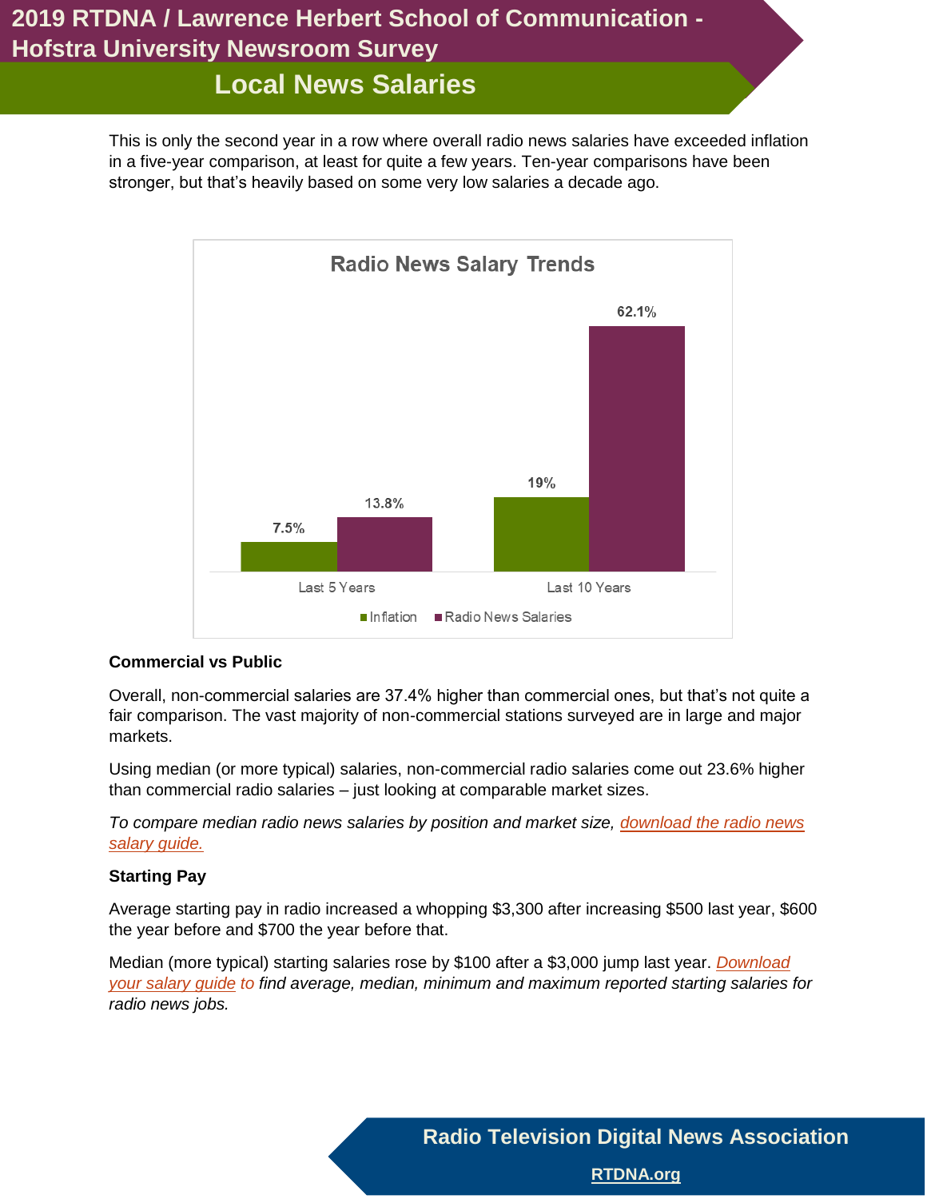# 2019 RTDNA / Lawrence Herbert School of Communication - Hofstra University Newsroom Survey

## Local News Salaries

This is only the second year in a row where overall radio news salaries have exceeded inflation in a five-year comparison, at least for quite a few years. Ten-year comparisons have been stronger, but that's heavily based on some very low salaries a decade ago.

**Radio News Salary Trends**

| | Inflation | Radio News Salaries |
|---|---|---|
| Last 5 Years | 7.5% | 13.8% |
| Last 10 Years | 19% | 62.1% |

### Commercial vs Public

Overall, non-commercial salaries are 37.4% higher than commercial ones, but that's not quite a fair comparison. The vast majority of non-commercial stations surveyed are in large and major markets.

Using median (or more typical) salaries, non-commercial radio salaries come out 23.6% higher than commercial radio salaries – just looking at comparable market sizes.

*To compare median radio news salaries by position and market size, download the radio news salary guide.*

### Starting Pay

Average starting pay in radio increased a whopping $3,300 after increasing $500 last year, $600 the year before and $700 the year before that.

Median (more typical) starting salaries rose by $100 after a $3,000 jump last year. *Download your salary guide to find average, median, minimum and maximum reported starting salaries for radio news jobs.*

Radio Television Digital News Association

RTDNA.org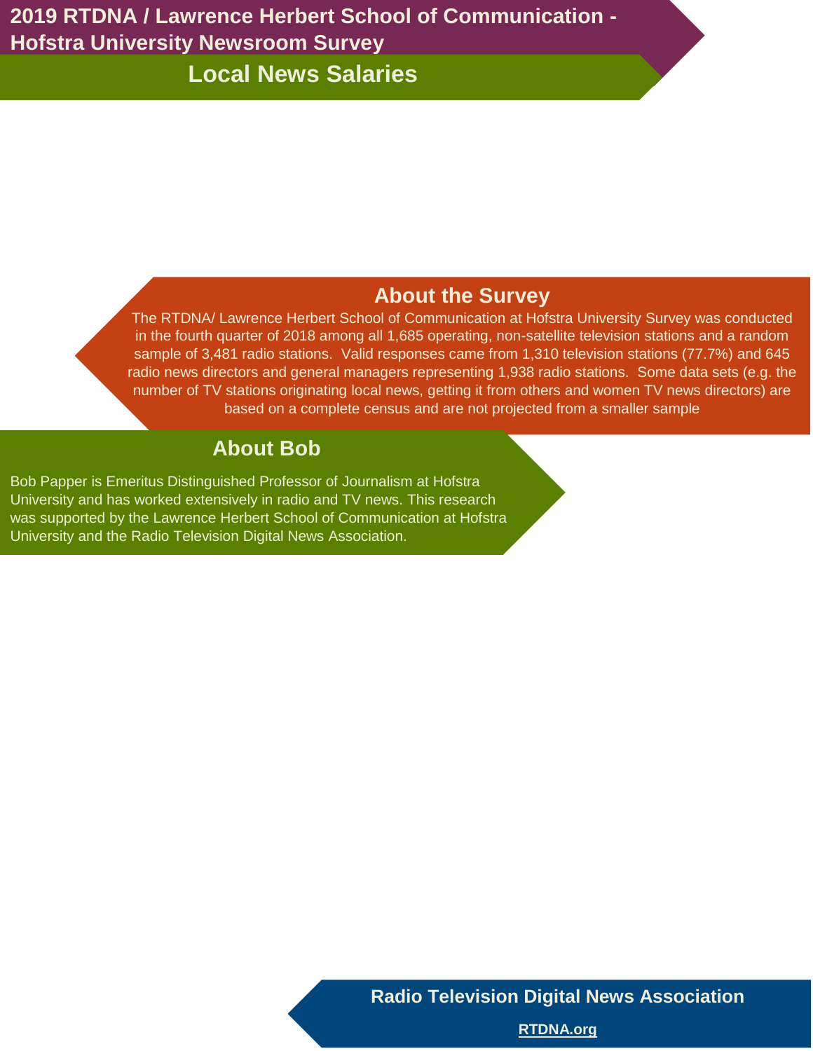# 2019 RTDNA / Lawrence Herbert School of Communication - Hofstra University Newsroom Survey

## Local News Salaries

## About the Survey

The RTDNA/ Lawrence Herbert School of Communication at Hofstra University Survey was conducted in the fourth quarter of 2018 among all 1,685 operating, non-satellite television stations and a random sample of 3,481 radio stations. Valid responses came from 1,310 television stations (77.7%) and 645 radio news directors and general managers representing 1,938 radio stations. Some data sets (e.g. the number of TV stations originating local news, getting it from others and women TV news directors) are based on a complete census and are not projected from a smaller sample

## About Bob

Bob Papper is Emeritus Distinguished Professor of Journalism at Hofstra University and has worked extensively in radio and TV news. This research was supported by the Lawrence Herbert School of Communication at Hofstra University and the Radio Television Digital News Association.

**Radio Television Digital News Association**

**RTDNA.org**